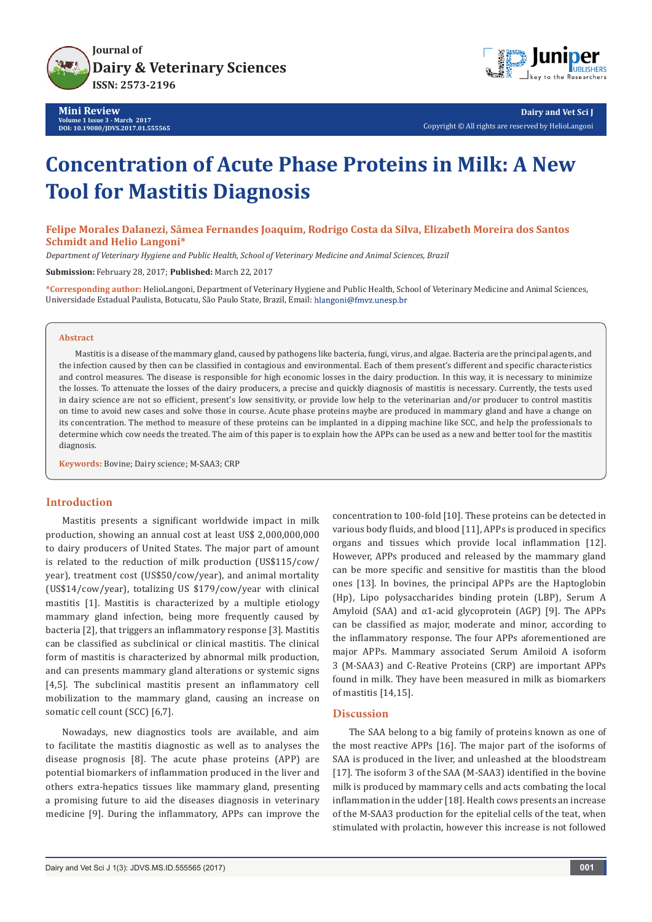# Concentration of Acute Phase Proteins in Milk: A New Tool for Mastitis Diagnosis

**Felipe Morales Dalanezi, Sâmea Fernandes Joaquim, Rodrigo Costa da Silva, Elizabeth Moreira dos Santos Schmidt and Helio Langoni***

*Department of Veterinary Hygiene and Public Health, School of Veterinary Medicine and Animal Sciences, Brazil*

**Submission:** February 28, 2017; **Published:** March 22, 2017

***Corresponding author:** HelioLangoni, Department of Veterinary Hygiene and Public Health, School of Veterinary Medicine and Animal Sciences, Universidade Estadual Paulista, Botucatu, São Paulo State, Brazil, Email: hlangoni@fmvz.unesp.br

### Abstract

Mastitis is a disease of the mammary gland, caused by pathogens like bacteria, fungi, virus, and algae. Bacteria are the principal agents, and the infection caused by then can be classified in contagious and environmental. Each of them present's different and specific characteristics and control measures. The disease is responsible for high economic losses in the dairy production. In this way, it is necessary to minimize the losses. To attenuate the losses of the dairy producers, a precise and quickly diagnosis of mastitis is necessary. Currently, the tests used in dairy science are not so efficient, present's low sensitivity, or provide low help to the veterinarian and/or producer to control mastitis on time to avoid new cases and solve those in course. Acute phase proteins maybe are produced in mammary gland and have a change on its concentration. The method to measure of these proteins can be implanted in a dipping machine like SCC, and help the professionals to determine which cow needs the treated. The aim of this paper is to explain how the APPs can be used as a new and better tool for the mastitis diagnosis.

**Keywords:** Bovine; Dairy science; M-SAA3; CRP

## Introduction

Mastitis presents a significant worldwide impact in milk production, showing an annual cost at least US$ 2,000,000,000 to dairy producers of United States. The major part of amount is related to the reduction of milk production (US$115/cow/year), treatment cost (US$50/cow/year), and animal mortality (US$14/cow/year), totalizing US $179/cow/year with clinical mastitis [1]. Mastitis is characterized by a multiple etiology mammary gland infection, being more frequently caused by bacteria [2], that triggers an inflammatory response [3]. Mastitis can be classified as subclinical or clinical mastitis. The clinical form of mastitis is characterized by abnormal milk production, and can presents mammary gland alterations or systemic signs [4,5]. The subclinical mastitis present an inflammatory cell mobilization to the mammary gland, causing an increase on somatic cell count (SCC) [6,7].

Nowadays, new diagnostics tools are available, and aim to facilitate the mastitis diagnostic as well as to analyses the disease prognosis [8]. The acute phase proteins (APP) are potential biomarkers of inflammation produced in the liver and others extra-hepatics tissues like mammary gland, presenting a promising future to aid the diseases diagnosis in veterinary medicine [9]. During the inflammatory, APPs can improve the concentration to 100-fold [10]. These proteins can be detected in various body fluids, and blood [11], APPs is produced in specifics organs and tissues which provide local inflammation [12]. However, APPs produced and released by the mammary gland can be more specific and sensitive for mastitis than the blood ones [13]. In bovines, the principal APPs are the Haptoglobin (Hp), Lipo polysaccharides binding protein (LBP), Serum A Amyloid (SAA) and α1-acid glycoprotein (AGP) [9]. The APPs can be classified as major, moderate and minor, according to the inflammatory response. The four APPs aforementioned are major APPs. Mammary associated Serum Amiloid A isoform 3 (M-SAA3) and C-Reative Proteins (CRP) are important APPs found in milk. They have been measured in milk as biomarkers of mastitis [14,15].

## Discussion

The SAA belong to a big family of proteins known as one of the most reactive APPs [16]. The major part of the isoforms of SAA is produced in the liver, and unleashed at the bloodstream [17]. The isoform 3 of the SAA (M-SAA3) identified in the bovine milk is produced by mammary cells and acts combating the local inflammation in the udder [18]. Health cows presents an increase of the M-SAA3 production for the epitelial cells of the teat, when stimulated with prolactin, however this increase is not followed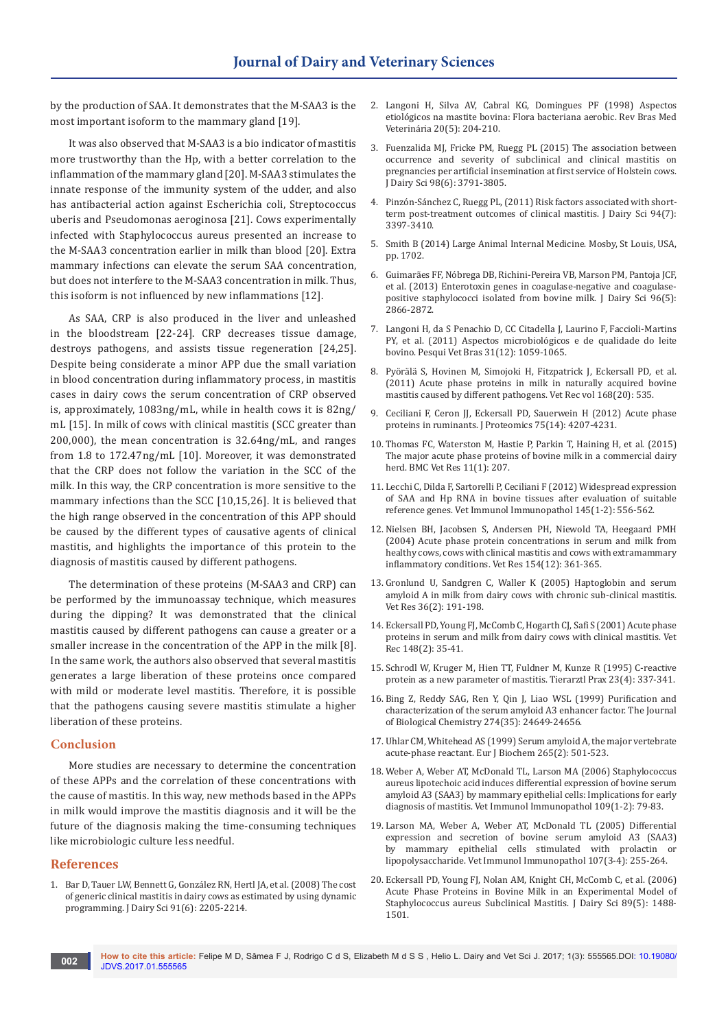by the production of SAA. It demonstrates that the M-SAA3 is the most important isoform to the mammary gland [19].

It was also observed that M-SAA3 is a bio indicator of mastitis more trustworthy than the Hp, with a better correlation to the inflammation of the mammary gland [20]. M-SAA3 stimulates the innate response of the immunity system of the udder, and also has antibacterial action against Escherichia coli, Streptococcus uberis and Pseudomonas aeroginosa [21]. Cows experimentally infected with Staphylococcus aureus presented an increase to the M-SAA3 concentration earlier in milk than blood [20]. Extra mammary infections can elevate the serum SAA concentration, but does not interfere to the M-SAA3 concentration in milk. Thus, this isoform is not influenced by new inflammations [12].

As SAA, CRP is also produced in the liver and unleashed in the bloodstream [22-24]. CRP decreases tissue damage, destroys pathogens, and assists tissue regeneration [24,25]. Despite being considerate a minor APP due the small variation in blood concentration during inflammatory process, in mastitis cases in dairy cows the serum concentration of CRP observed is, approximately, 1083ng/mL, while in health cows it is 82ng/mL [15]. In milk of cows with clinical mastitis (SCC greater than 200,000), the mean concentration is 32.64ng/mL, and ranges from 1.8 to 172.47ng/mL [10]. Moreover, it was demonstrated that the CRP does not follow the variation in the SCC of the milk. In this way, the CRP concentration is more sensitive to the mammary infections than the SCC [10,15,26]. It is believed that the high range observed in the concentration of this APP should be caused by the different types of causative agents of clinical mastitis, and highlights the importance of this protein to the diagnosis of mastitis caused by different pathogens.

The determination of these proteins (M-SAA3 and CRP) can be performed by the immunoassay technique, which measures during the dipping? It was demonstrated that the clinical mastitis caused by different pathogens can cause a greater or a smaller increase in the concentration of the APP in the milk [8]. In the same work, the authors also observed that several mastitis generates a large liberation of these proteins once compared with mild or moderate level mastitis. Therefore, it is possible that the pathogens causing severe mastitis stimulate a higher liberation of these proteins.

## Conclusion

More studies are necessary to determine the concentration of these APPs and the correlation of these concentrations with the cause of mastitis. In this way, new methods based in the APPs in milk would improve the mastitis diagnosis and it will be the future of the diagnosis making the time-consuming techniques like microbiologic culture less needful.

## References

1. Bar D, Tauer LW, Bennett G, González RN, Hertl JA, et al. (2008) The cost of generic clinical mastitis in dairy cows as estimated by using dynamic programming. J Dairy Sci 91(6): 2205-2214.
2. Langoni H, Silva AV, Cabral KG, Domingues PF (1998) Aspectos etiológicos na mastite bovina: Flora bacteriana aerobic. Rev Bras Med Veterinária 20(5): 204-210.
3. Fuenzalida MJ, Fricke PM, Ruegg PL (2015) The association between occurrence and severity of subclinical and clinical mastitis on pregnancies per artificial insemination at first service of Holstein cows. J Dairy Sci 98(6): 3791-3805.
4. Pinzón-Sánchez C, Ruegg PL, (2011) Risk factors associated with short-term post-treatment outcomes of clinical mastitis. J Dairy Sci 94(7): 3397-3410.
5. Smith B (2014) Large Animal Internal Medicine. Mosby, St Louis, USA, pp. 1702.
6. Guimarães FF, Nóbrega DB, Richini-Pereira VB, Marson PM, Pantoja JCF, et al. (2013) Enterotoxin genes in coagulase-negative and coagulase-positive staphylococci isolated from bovine milk. J Dairy Sci 96(5): 2866-2872.
7. Langoni H, da S Penachio D, CC Citadella J, Laurino F, Faccioli-Martins PY, et al. (2011) Aspectos microbiológicos e de qualidade do leite bovino. Pesqui Vet Bras 31(12): 1059-1065.
8. Pyörälä S, Hovinen M, Simojoki H, Fitzpatrick J, Eckersall PD, et al. (2011) Acute phase proteins in milk in naturally acquired bovine mastitis caused by different pathogens. Vet Rec vol 168(20): 535.
9. Ceciliani F, Ceron JJ, Eckersall PD, Sauerwein H (2012) Acute phase proteins in ruminants. J Proteomics 75(14): 4207-4231.
10. Thomas FC, Waterston M, Hastie P, Parkin T, Haining H, et al. (2015) The major acute phase proteins of bovine milk in a commercial dairy herd. BMC Vet Res 11(1): 207.
11. Lecchi C, Dilda F, Sartorelli P, Ceciliani F (2012) Widespread expression of SAA and Hp RNA in bovine tissues after evaluation of suitable reference genes. Vet Immunol Immunopathol 145(1-2): 556-562.
12. Nielsen BH, Jacobsen S, Andersen PH, Niewold TA, Heegaard PMH (2004) Acute phase protein concentrations in serum and milk from healthy cows, cows with clinical mastitis and cows with extramammary inflammatory conditions. Vet Res 154(12): 361-365.
13. Gronlund U, Sandgren C, Waller K (2005) Haptoglobin and serum amyloid A in milk from dairy cows with chronic sub-clinical mastitis. Vet Res 36(2): 191-198.
14. Eckersall PD, Young FJ, McComb C, Hogarth CJ, Safi S (2001) Acute phase proteins in serum and milk from dairy cows with clinical mastitis. Vet Rec 148(2): 35-41.
15. Schrodl W, Kruger M, Hien TT, Fuldner M, Kunze R (1995) C-reactive protein as a new parameter of mastitis. Tierarztl Prax 23(4): 337-341.
16. Bing Z, Reddy SAG, Ren Y, Qin J, Liao WSL (1999) Purification and characterization of the serum amyloid A3 enhancer factor. The Journal of Biological Chemistry 274(35): 24649-24656.
17. Uhlar CM, Whitehead AS (1999) Serum amyloid A, the major vertebrate acute-phase reactant. Eur J Biochem 265(2): 501-523.
18. Weber A, Weber AT, McDonald TL, Larson MA (2006) Staphylococcus aureus lipotechoic acid induces differential expression of bovine serum amyloid A3 (SAA3) by mammary epithelial cells: Implications for early diagnosis of mastitis. Vet Immunol Immunopathol 109(1-2): 79-83.
19. Larson MA, Weber A, Weber AT, McDonald TL (2005) Differential expression and secretion of bovine serum amyloid A3 (SAA3) by mammary epithelial cells stimulated with prolactin or lipopolysaccharide. Vet Immunol Immunopathol 107(3-4): 255-264.
20. Eckersall PD, Young FJ, Nolan AM, Knight CH, McComb C, et al. (2006) Acute Phase Proteins in Bovine Milk in an Experimental Model of Staphylococcus aureus Subclinical Mastitis. J Dairy Sci 89(5): 1488-1501.

**How to cite this article:** Felipe M D, Sâmea F J, Rodrigo C d S, Elizabeth M d S S , Helio L. Dairy and Vet Sci J. 2017; 1(3): 555565.DOI: 10.19080/JDVS.2017.01.555565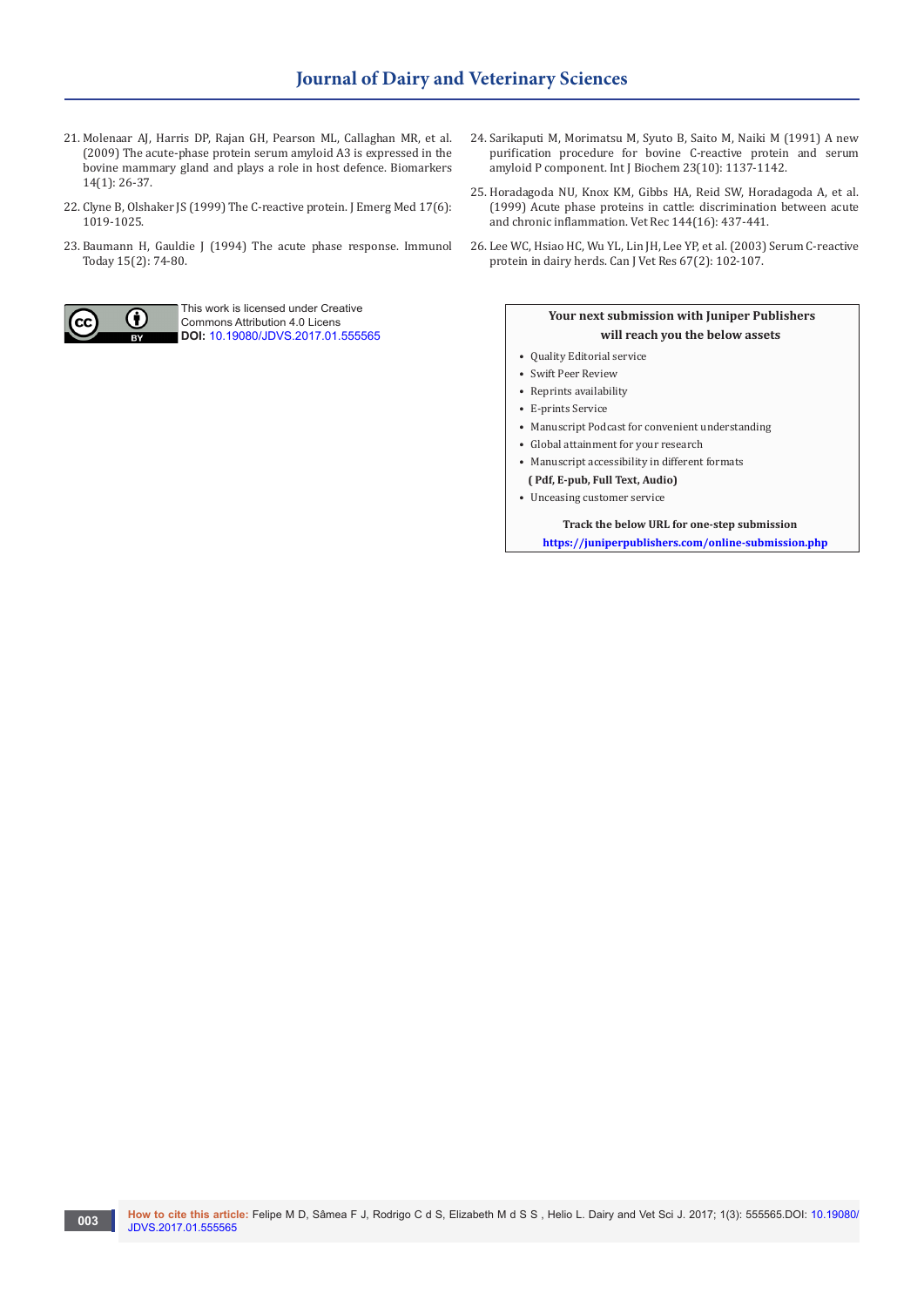21. Molenaar AJ, Harris DP, Rajan GH, Pearson ML, Callaghan MR, et al. (2009) The acute-phase protein serum amyloid A3 is expressed in the bovine mammary gland and plays a role in host defence. Biomarkers 14(1): 26-37.
22. Clyne B, Olshaker JS (1999) The C-reactive protein. J Emerg Med 17(6): 1019-1025.
23. Baumann H, Gauldie J (1994) The acute phase response. Immunol Today 15(2): 74-80.
24. Sarikaputi M, Morimatsu M, Syuto B, Saito M, Naiki M (1991) A new purification procedure for bovine C-reactive protein and serum amyloid P component. Int J Biochem 23(10): 1137-1142.
25. Horadagoda NU, Knox KM, Gibbs HA, Reid SW, Horadagoda A, et al. (1999) Acute phase proteins in cattle: discrimination between acute and chronic inflammation. Vet Rec 144(16): 437-441.
26. Lee WC, Hsiao HC, Wu YL, Lin JH, Lee YP, et al. (2003) Serum C-reactive protein in dairy herds. Can J Vet Res 67(2): 102-107.

This work is licensed under Creative Commons Attribution 4.0 Licens
**DOI:** 10.19080/JDVS.2017.01.555565

**Your next submission with Juniper Publishers will reach you the below assets**

- Quality Editorial service
- Swift Peer Review
- Reprints availability
- E-prints Service
- Manuscript Podcast for convenient understanding
- Global attainment for your research
- Manuscript accessibility in different formats **( Pdf, E-pub, Full Text, Audio)**
- Unceasing customer service

**Track the below URL for one-step submission**
**https://juniperpublishers.com/online-submission.php**

**How to cite this article:** Felipe M D, Sâmea F J, Rodrigo C d S, Elizabeth M d S S , Helio L. Dairy and Vet Sci J. 2017; 1(3): 555565.DOI: 10.19080/JDVS.2017.01.555565